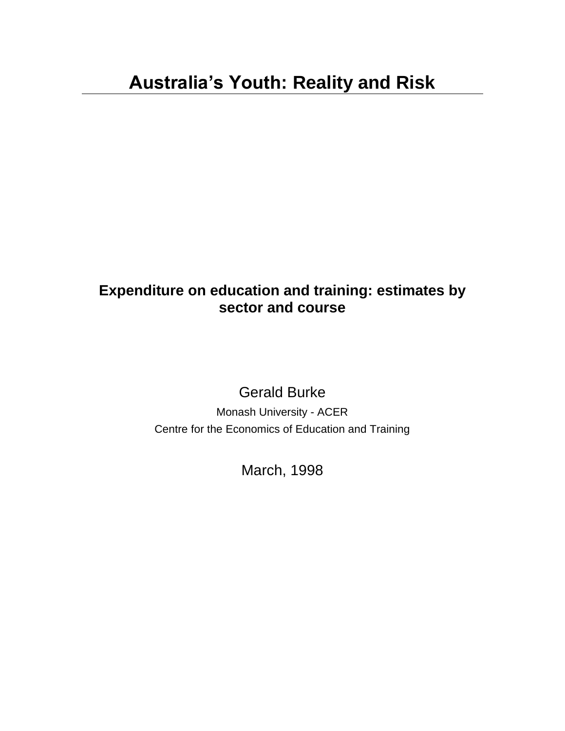# Australia's Youth: Reality and Risk

## Expenditure on education and training: estimates by sector and course

Gerald Burke

Monash University - ACER

Centre for the Economics of Education and Training

March, 1998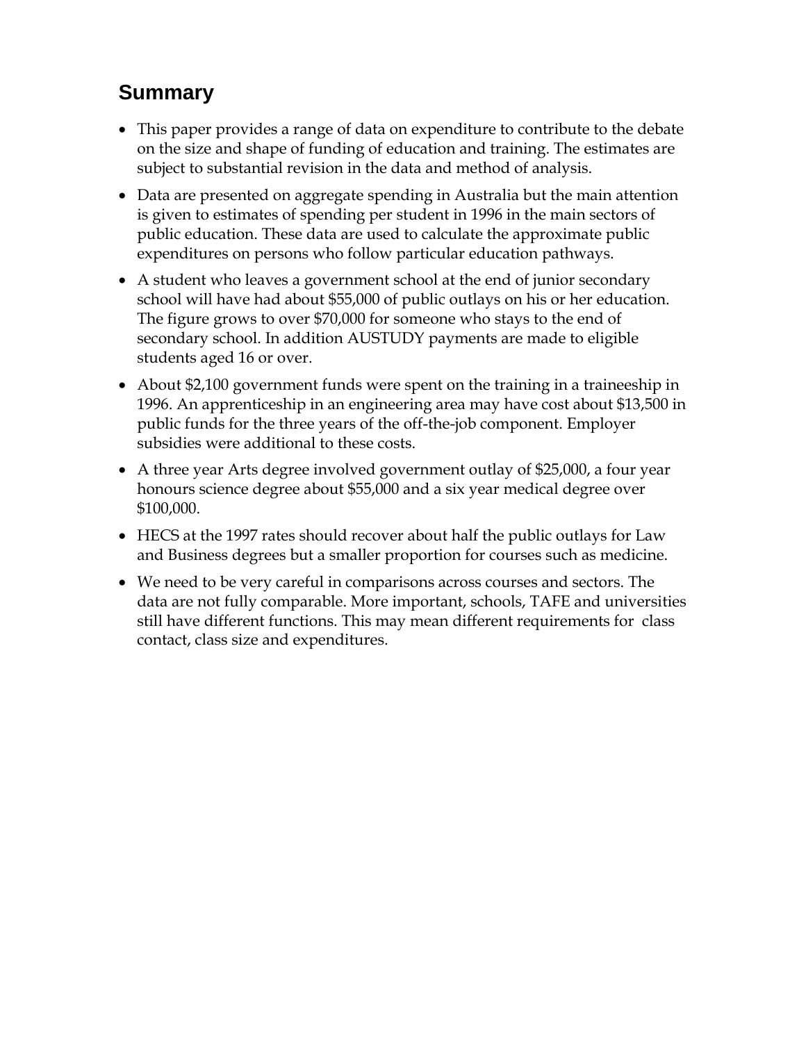## Summary

- This paper provides a range of data on expenditure to contribute to the debate on the size and shape of funding of education and training. The estimates are subject to substantial revision in the data and method of analysis.
- Data are presented on aggregate spending in Australia but the main attention is given to estimates of spending per student in 1996 in the main sectors of public education. These data are used to calculate the approximate public expenditures on persons who follow particular education pathways.
- A student who leaves a government school at the end of junior secondary school will have had about $55,000 of public outlays on his or her education. The figure grows to over $70,000 for someone who stays to the end of secondary school. In addition AUSTUDY payments are made to eligible students aged 16 or over.
- About $2,100 government funds were spent on the training in a traineeship in 1996. An apprenticeship in an engineering area may have cost about $13,500 in public funds for the three years of the off-the-job component. Employer subsidies were additional to these costs.
- A three year Arts degree involved government outlay of $25,000, a four year honours science degree about $55,000 and a six year medical degree over $100,000.
- HECS at the 1997 rates should recover about half the public outlays for Law and Business degrees but a smaller proportion for courses such as medicine.
- We need to be very careful in comparisons across courses and sectors. The data are not fully comparable. More important, schools, TAFE and universities still have different functions. This may mean different requirements for class contact, class size and expenditures.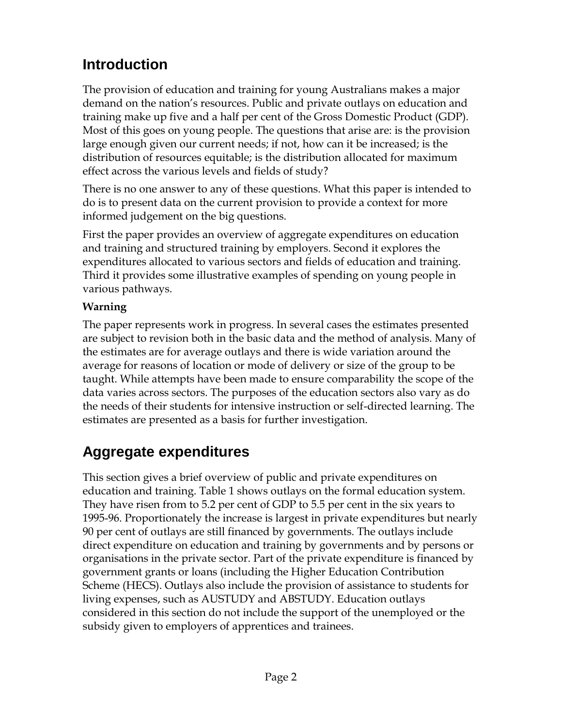## Introduction

The provision of education and training for young Australians makes a major demand on the nation's resources. Public and private outlays on education and training make up five and a half per cent of the Gross Domestic Product (GDP). Most of this goes on young people. The questions that arise are: is the provision large enough given our current needs; if not, how can it be increased; is the distribution of resources equitable; is the distribution allocated for maximum effect across the various levels and fields of study?

There is no one answer to any of these questions. What this paper is intended to do is to present data on the current provision to provide a context for more informed judgement on the big questions.

First the paper provides an overview of aggregate expenditures on education and training and structured training by employers. Second it explores the expenditures allocated to various sectors and fields of education and training. Third it provides some illustrative examples of spending on young people in various pathways.

**Warning**

The paper represents work in progress. In several cases the estimates presented are subject to revision both in the basic data and the method of analysis. Many of the estimates are for average outlays and there is wide variation around the average for reasons of location or mode of delivery or size of the group to be taught. While attempts have been made to ensure comparability the scope of the data varies across sectors. The purposes of the education sectors also vary as do the needs of their students for intensive instruction or self-directed learning. The estimates are presented as a basis for further investigation.

## Aggregate expenditures

This section gives a brief overview of public and private expenditures on education and training. Table 1 shows outlays on the formal education system. They have risen from to 5.2 per cent of GDP to 5.5 per cent in the six years to 1995-96. Proportionately the increase is largest in private expenditures but nearly 90 per cent of outlays are still financed by governments. The outlays include direct expenditure on education and training by governments and by persons or organisations in the private sector. Part of the private expenditure is financed by government grants or loans (including the Higher Education Contribution Scheme (HECS). Outlays also include the provision of assistance to students for living expenses, such as AUSTUDY and ABSTUDY. Education outlays considered in this section do not include the support of the unemployed or the subsidy given to employers of apprentices and trainees.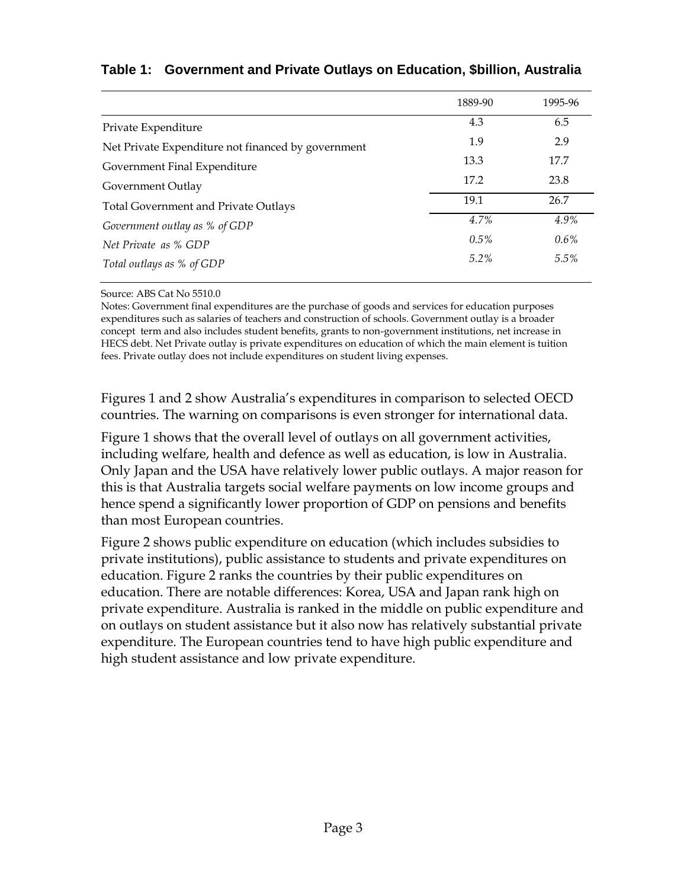**Table 1: Government and Private Outlays on Education, $billion, Australia**

| | 1889-90 | 1995-96 |
|---|---|---|
| Private Expenditure | 4.3 | 6.5 |
| Net Private Expenditure not financed by government | 1.9 | 2.9 |
| Government Final Expenditure | 13.3 | 17.7 |
| Government Outlay | 17.2 | 23.8 |
| Total Government and Private Outlays | 19.1 | 26.7 |
| *Government outlay as % of GDP* | *4.7%* | *4.9%* |
| *Net Private as % GDP* | *0.5%* | *0.6%* |
| *Total outlays as % of GDP* | *5.2%* | *5.5%* |

Source: ABS Cat No 5510.0

Notes: Government final expenditures are the purchase of goods and services for education purposes expenditures such as salaries of teachers and construction of schools. Government outlay is a broader concept term and also includes student benefits, grants to non-government institutions, net increase in HECS debt. Net Private outlay is private expenditures on education of which the main element is tuition fees. Private outlay does not include expenditures on student living expenses.

Figures 1 and 2 show Australia's expenditures in comparison to selected OECD countries. The warning on comparisons is even stronger for international data.

Figure 1 shows that the overall level of outlays on all government activities, including welfare, health and defence as well as education, is low in Australia. Only Japan and the USA have relatively lower public outlays. A major reason for this is that Australia targets social welfare payments on low income groups and hence spend a significantly lower proportion of GDP on pensions and benefits than most European countries.

Figure 2 shows public expenditure on education (which includes subsidies to private institutions), public assistance to students and private expenditures on education. Figure 2 ranks the countries by their public expenditures on education. There are notable differences: Korea, USA and Japan rank high on private expenditure. Australia is ranked in the middle on public expenditure and on outlays on student assistance but it also now has relatively substantial private expenditure. The European countries tend to have high public expenditure and high student assistance and low private expenditure.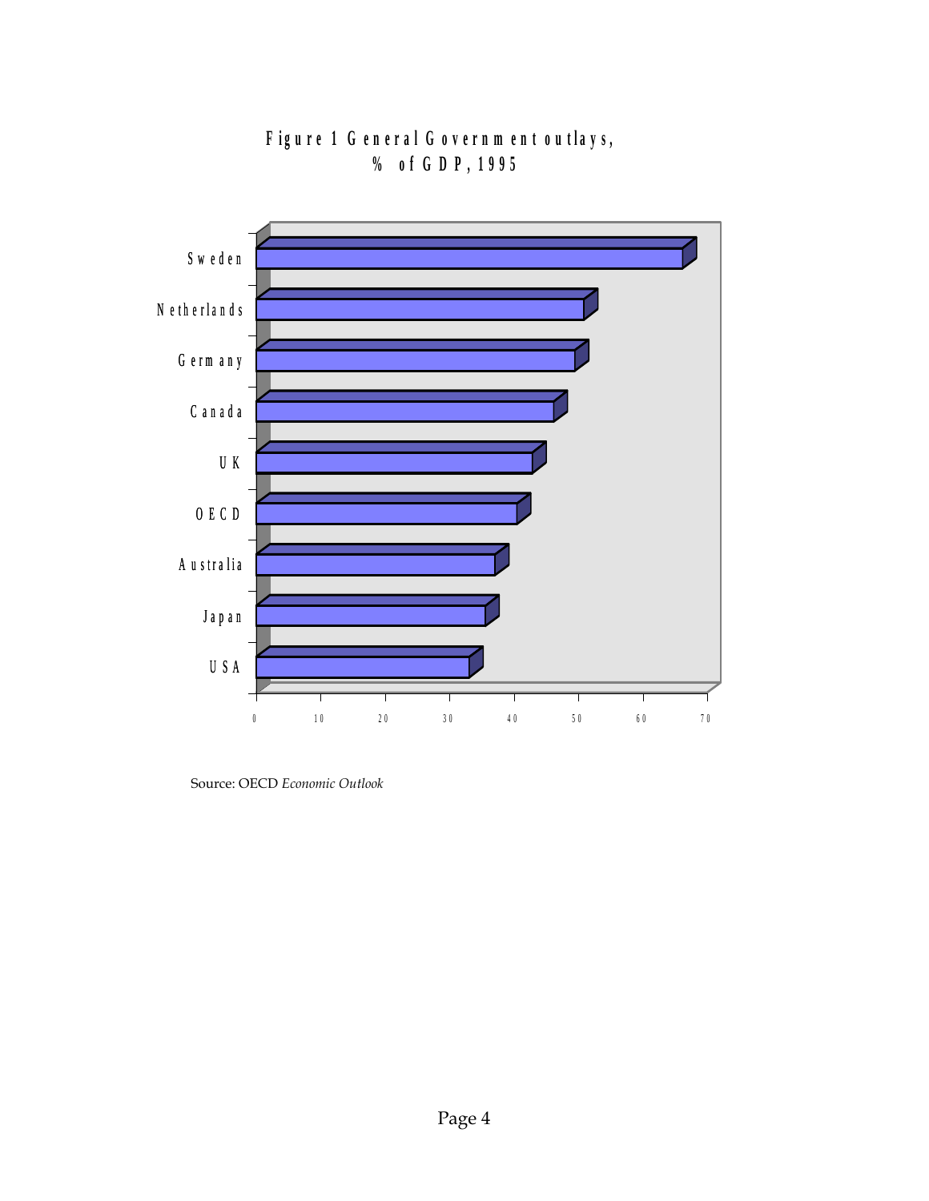**Figure 1 General Government outlays, % of GDP, 1995**

Sweden

Netherlands

Germany

Canada

UK

OECD

Australia

Japan

USA

0 10 20 30 40 50 60 70

Source: OECD *Economic Outlook*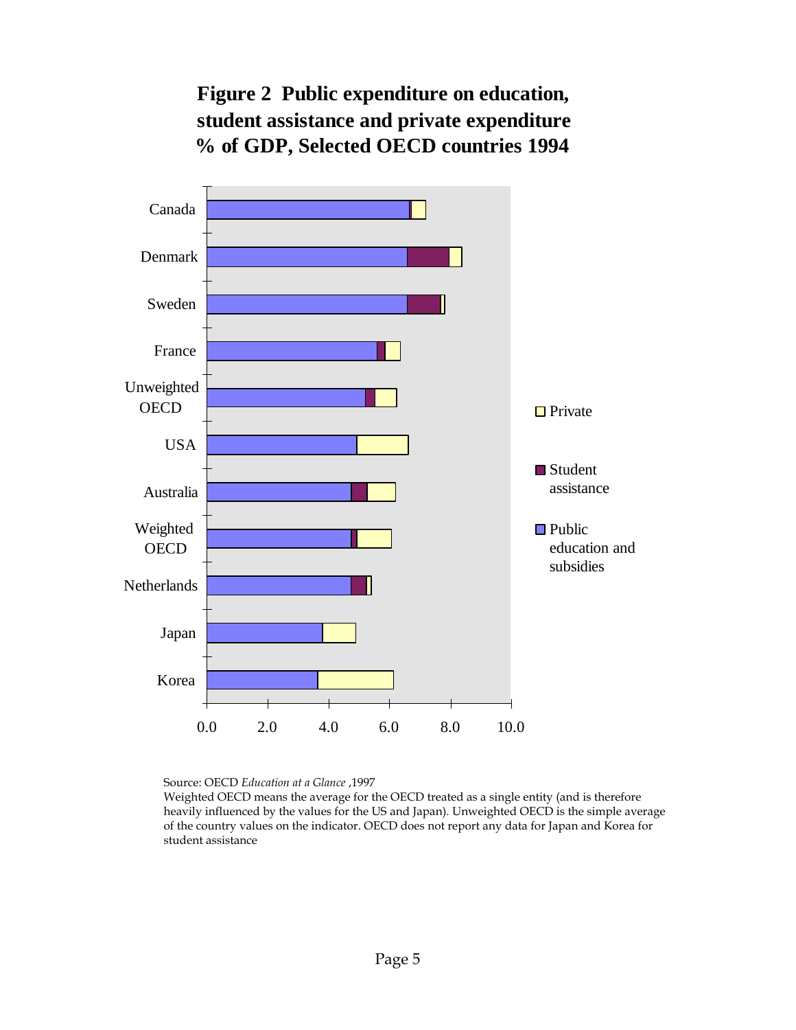**Figure 2 Public expenditure on education, student assistance and private expenditure % of GDP, Selected OECD countries 1994**

Source: OECD *Education at a Glance* ,1997

Weighted OECD means the average for the OECD treated as a single entity (and is therefore heavily influenced by the values for the US and Japan). Unweighted OECD is the simple average of the country values on the indicator. OECD does not report any data for Japan and Korea for student assistance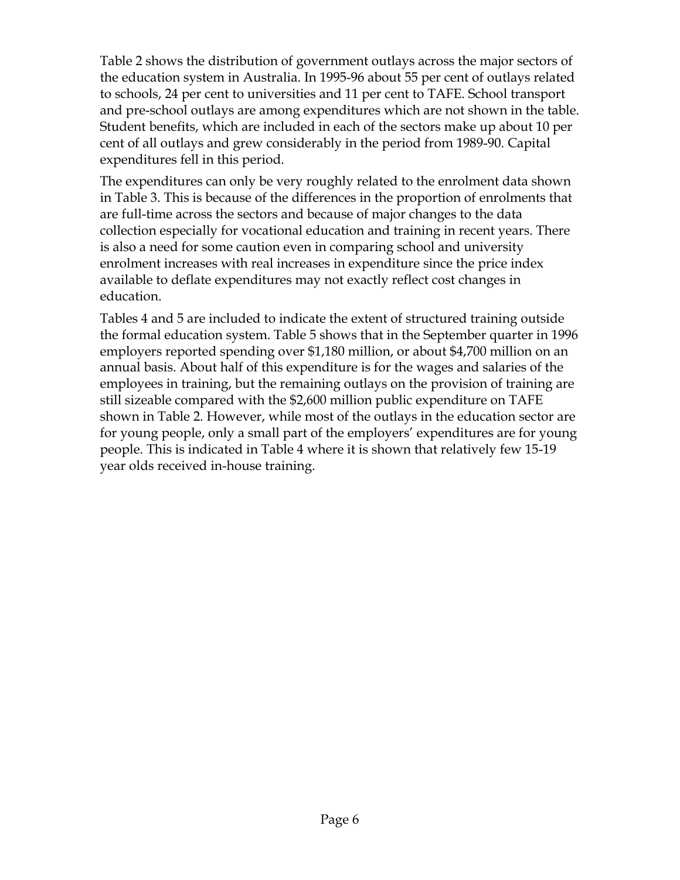Table 2 shows the distribution of government outlays across the major sectors of the education system in Australia. In 1995-96 about 55 per cent of outlays related to schools, 24 per cent to universities and 11 per cent to TAFE. School transport and pre-school outlays are among expenditures which are not shown in the table. Student benefits, which are included in each of the sectors make up about 10 per cent of all outlays and grew considerably in the period from 1989-90. Capital expenditures fell in this period.

The expenditures can only be very roughly related to the enrolment data shown in Table 3. This is because of the differences in the proportion of enrolments that are full-time across the sectors and because of major changes to the data collection especially for vocational education and training in recent years. There is also a need for some caution even in comparing school and university enrolment increases with real increases in expenditure since the price index available to deflate expenditures may not exactly reflect cost changes in education.

Tables 4 and 5 are included to indicate the extent of structured training outside the formal education system. Table 5 shows that in the September quarter in 1996 employers reported spending over $1,180 million, or about $4,700 million on an annual basis. About half of this expenditure is for the wages and salaries of the employees in training, but the remaining outlays on the provision of training are still sizeable compared with the $2,600 million public expenditure on TAFE shown in Table 2. However, while most of the outlays in the education sector are for young people, only a small part of the employers' expenditures are for young people. This is indicated in Table 4 where it is shown that relatively few 15-19 year olds received in-house training.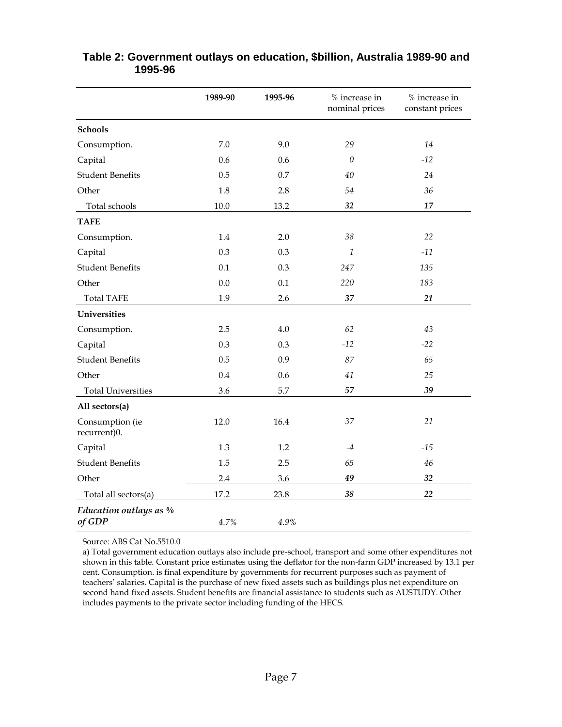**Table 2: Government outlays on education, $billion, Australia 1989-90 and 1995-96**

| | 1989-90 | 1995-96 | % increase in nominal prices | % increase in constant prices |
|---|---|---|---|---|
| **Schools** | | | | |
| Consumption. | 7.0 | 9.0 | *29* | *14* |
| Capital | 0.6 | 0.6 | *0* | *-12* |
| Student Benefits | 0.5 | 0.7 | *40* | *24* |
| Other | 1.8 | 2.8 | *54* | *36* |
| Total schools | 10.0 | 13.2 | ***32*** | ***17*** |
| **TAFE** | | | | |
| Consumption. | 1.4 | 2.0 | *38* | *22* |
| Capital | 0.3 | 0.3 | *1* | *-11* |
| Student Benefits | 0.1 | 0.3 | *247* | *135* |
| Other | 0.0 | 0.1 | *220* | *183* |
| Total TAFE | 1.9 | 2.6 | ***37*** | ***21*** |
| **Universities** | | | | |
| Consumption. | 2.5 | 4.0 | *62* | *43* |
| Capital | 0.3 | 0.3 | *-12* | *-22* |
| Student Benefits | 0.5 | 0.9 | *87* | *65* |
| Other | 0.4 | 0.6 | *41* | *25* |
| Total Universities | 3.6 | 5.7 | ***57*** | ***39*** |
| **All sectors(a)** | | | | |
| Consumption (ie recurrent)0. | 12.0 | 16.4 | *37* | *21* |
| Capital | 1.3 | 1.2 | *-4* | *-15* |
| Student Benefits | 1.5 | 2.5 | *65* | *46* |
| Other | 2.4 | 3.6 | ***49*** | ***32*** |
| Total all sectors(a) | 17.2 | 23.8 | ***38*** | ***22*** |
| ***Education outlays as % of GDP*** | *4.7%* | *4.9%* | | |

Source: ABS Cat No.5510.0

a) Total government education outlays also include pre-school, transport and some other expenditures not shown in this table. Constant price estimates using the deflator for the non-farm GDP increased by 13.1 per cent. Consumption. is final expenditure by governments for recurrent purposes such as payment of teachers' salaries. Capital is the purchase of new fixed assets such as buildings plus net expenditure on second hand fixed assets. Student benefits are financial assistance to students such as AUSTUDY. Other includes payments to the private sector including funding of the HECS.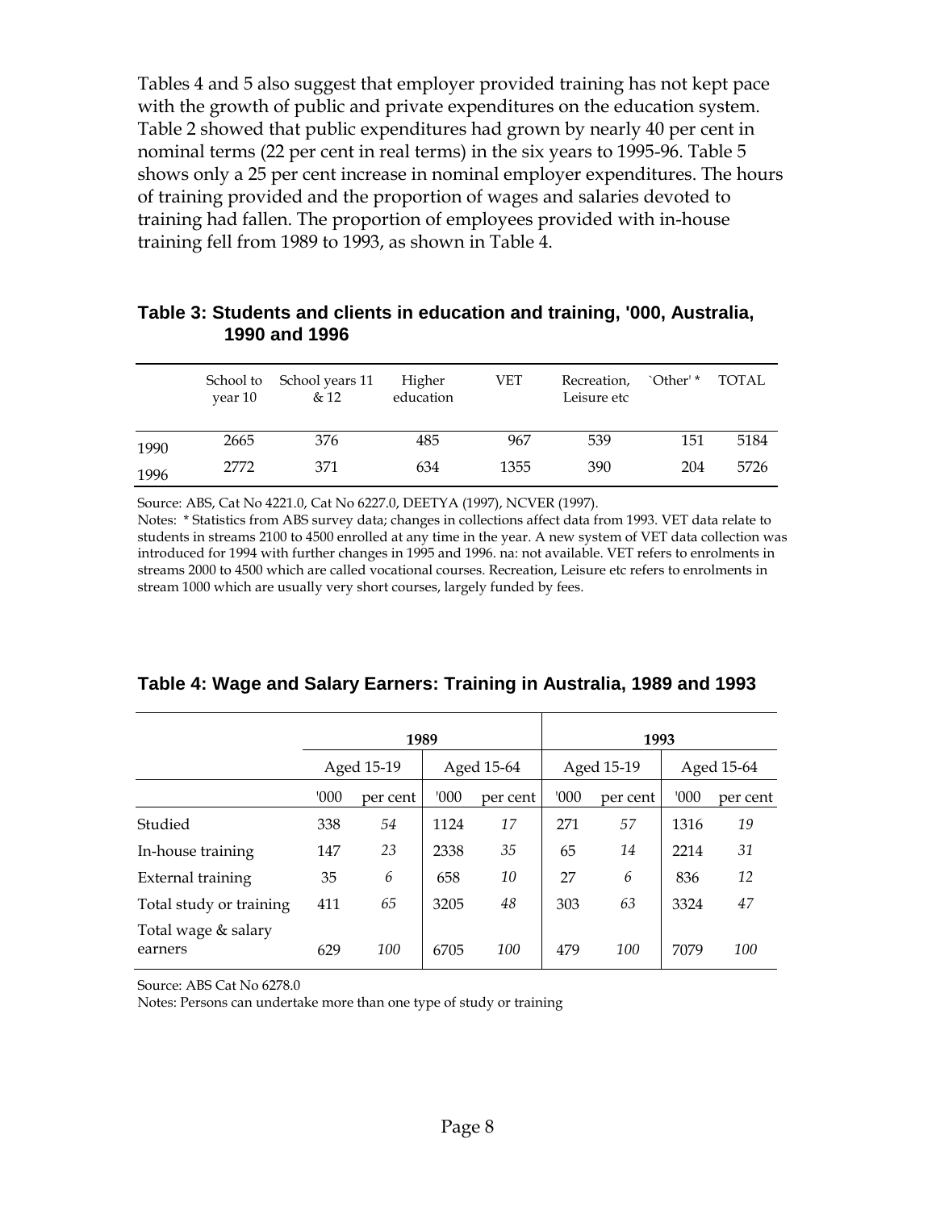Tables 4 and 5 also suggest that employer provided training has not kept pace with the growth of public and private expenditures on the education system. Table 2 showed that public expenditures had grown by nearly 40 per cent in nominal terms (22 per cent in real terms) in the six years to 1995-96. Table 5 shows only a 25 per cent increase in nominal employer expenditures. The hours of training provided and the proportion of wages and salaries devoted to training had fallen. The proportion of employees provided with in-house training fell from 1989 to 1993, as shown in Table 4.

**Table 3: Students and clients in education and training, '000, Australia, 1990 and 1996**

| | School to year 10 | School years 11 & 12 | Higher education | VET | Recreation, Leisure etc | `Other' * | TOTAL |
|---|---|---|---|---|---|---|---|
| 1990 | 2665 | 376 | 485 | 967 | 539 | 151 | 5184 |
| 1996 | 2772 | 371 | 634 | 1355 | 390 | 204 | 5726 |

Source: ABS, Cat No 4221.0, Cat No 6227.0, DEETYA (1997), NCVER (1997).
Notes: * Statistics from ABS survey data; changes in collections affect data from 1993. VET data relate to students in streams 2100 to 4500 enrolled at any time in the year. A new system of VET data collection was introduced for 1994 with further changes in 1995 and 1996. na: not available. VET refers to enrolments in streams 2000 to 4500 which are called vocational courses. Recreation, Leisure etc refers to enrolments in stream 1000 which are usually very short courses, largely funded by fees.

**Table 4: Wage and Salary Earners: Training in Australia, 1989 and 1993**

| | 1989 | | | | 1993 | | | |
|---|---|---|---|---|---|---|---|---|
| | Aged 15-19 | | Aged 15-64 | | Aged 15-19 | | Aged 15-64 | |
| | '000 | per cent | '000 | per cent | '000 | per cent | '000 | per cent |
| Studied | 338 | *54* | 1124 | *17* | 271 | *57* | 1316 | *19* |
| In-house training | 147 | *23* | 2338 | *35* | 65 | *14* | 2214 | *31* |
| External training | 35 | *6* | 658 | *10* | 27 | *6* | 836 | *12* |
| Total study or training | 411 | *65* | 3205 | *48* | 303 | *63* | 3324 | *47* |
| Total wage & salary earners | 629 | *100* | 6705 | *100* | 479 | *100* | 7079 | *100* |

Source: ABS Cat No 6278.0
Notes: Persons can undertake more than one type of study or training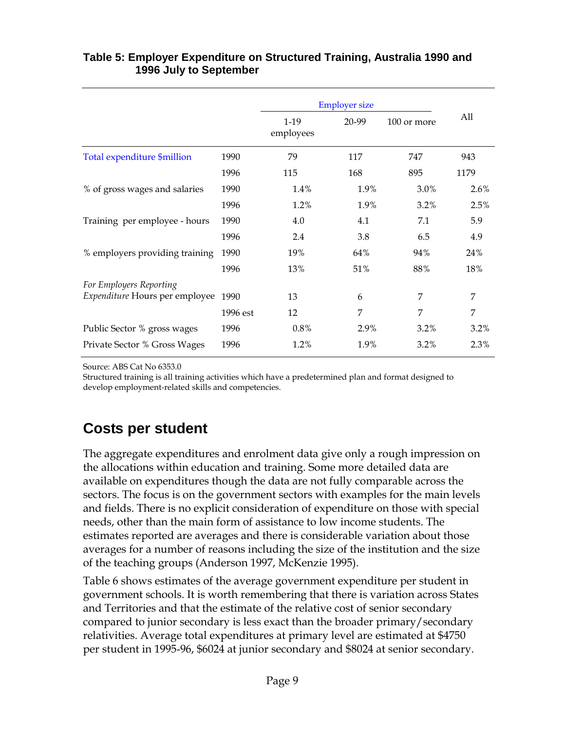**Table 5: Employer Expenditure on Structured Training, Australia 1990 and 1996 July to September**

| | | Employer size | | | All |
|---|---|---|---|---|---|
| | | 1-19 employees | 20-99 | 100 or more | |
| Total expenditure $million | 1990 | 79 | 117 | 747 | 943 |
| | 1996 | 115 | 168 | 895 | 1179 |
| % of gross wages and salaries | 1990 | 1.4% | 1.9% | 3.0% | 2.6% |
| | 1996 | 1.2% | 1.9% | 3.2% | 2.5% |
| Training per employee - hours | 1990 | 4.0 | 4.1 | 7.1 | 5.9 |
| | 1996 | 2.4 | 3.8 | 6.5 | 4.9 |
| % employers providing training | 1990 | 19% | 64% | 94% | 24% |
| | 1996 | 13% | 51% | 88% | 18% |
| *For Employers Reporting Expenditure* Hours per employee | 1990 | 13 | 6 | 7 | 7 |
| | 1996 est | 12 | 7 | 7 | 7 |
| Public Sector % gross wages | 1996 | 0.8% | 2.9% | 3.2% | 3.2% |
| Private Sector % Gross Wages | 1996 | 1.2% | 1.9% | 3.2% | 2.3% |

Source: ABS Cat No 6353.0
Structured training is all training activities which have a predetermined plan and format designed to develop employment-related skills and competencies.

## Costs per student

The aggregate expenditures and enrolment data give only a rough impression on the allocations within education and training. Some more detailed data are available on expenditures though the data are not fully comparable across the sectors. The focus is on the government sectors with examples for the main levels and fields. There is no explicit consideration of expenditure on those with special needs, other than the main form of assistance to low income students. The estimates reported are averages and there is considerable variation about those averages for a number of reasons including the size of the institution and the size of the teaching groups (Anderson 1997, McKenzie 1995).

Table 6 shows estimates of the average government expenditure per student in government schools. It is worth remembering that there is variation across States and Territories and that the estimate of the relative cost of senior secondary compared to junior secondary is less exact than the broader primary/secondary relativities. Average total expenditures at primary level are estimated at $4750 per student in 1995-96, $6024 at junior secondary and $8024 at senior secondary.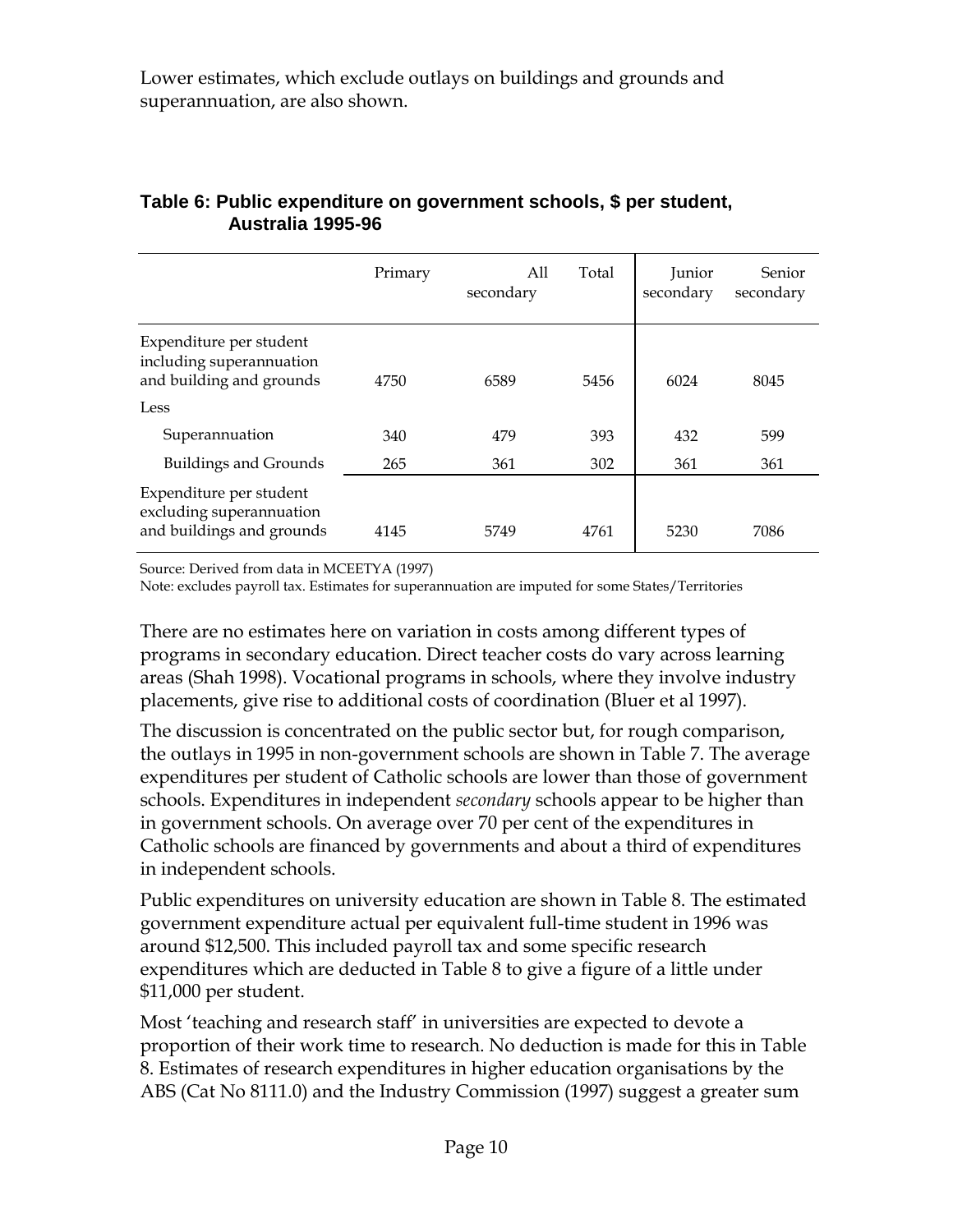Lower estimates, which exclude outlays on buildings and grounds and superannuation, are also shown.

**Table 6: Public expenditure on government schools, $ per student, Australia 1995-96**

| | Primary | All secondary | Total | Junior secondary | Senior secondary |
|---|---|---|---|---|---|
| Expenditure per student including superannuation and building and grounds | 4750 | 6589 | 5456 | 6024 | 8045 |
| Less | | | | | |
| Superannuation | 340 | 479 | 393 | 432 | 599 |
| Buildings and Grounds | 265 | 361 | 302 | 361 | 361 |
| Expenditure per student excluding superannuation and buildings and grounds | 4145 | 5749 | 4761 | 5230 | 7086 |

Source: Derived from data in MCEETYA (1997)
Note: excludes payroll tax. Estimates for superannuation are imputed for some States/Territories

There are no estimates here on variation in costs among different types of programs in secondary education. Direct teacher costs do vary across learning areas (Shah 1998). Vocational programs in schools, where they involve industry placements, give rise to additional costs of coordination (Bluer et al 1997).

The discussion is concentrated on the public sector but, for rough comparison, the outlays in 1995 in non-government schools are shown in Table 7. The average expenditures per student of Catholic schools are lower than those of government schools. Expenditures in independent *secondary* schools appear to be higher than in government schools. On average over 70 per cent of the expenditures in Catholic schools are financed by governments and about a third of expenditures in independent schools.

Public expenditures on university education are shown in Table 8. The estimated government expenditure actual per equivalent full-time student in 1996 was around $12,500. This included payroll tax and some specific research expenditures which are deducted in Table 8 to give a figure of a little under $11,000 per student.

Most 'teaching and research staff' in universities are expected to devote a proportion of their work time to research. No deduction is made for this in Table 8. Estimates of research expenditures in higher education organisations by the ABS (Cat No 8111.0) and the Industry Commission (1997) suggest a greater sum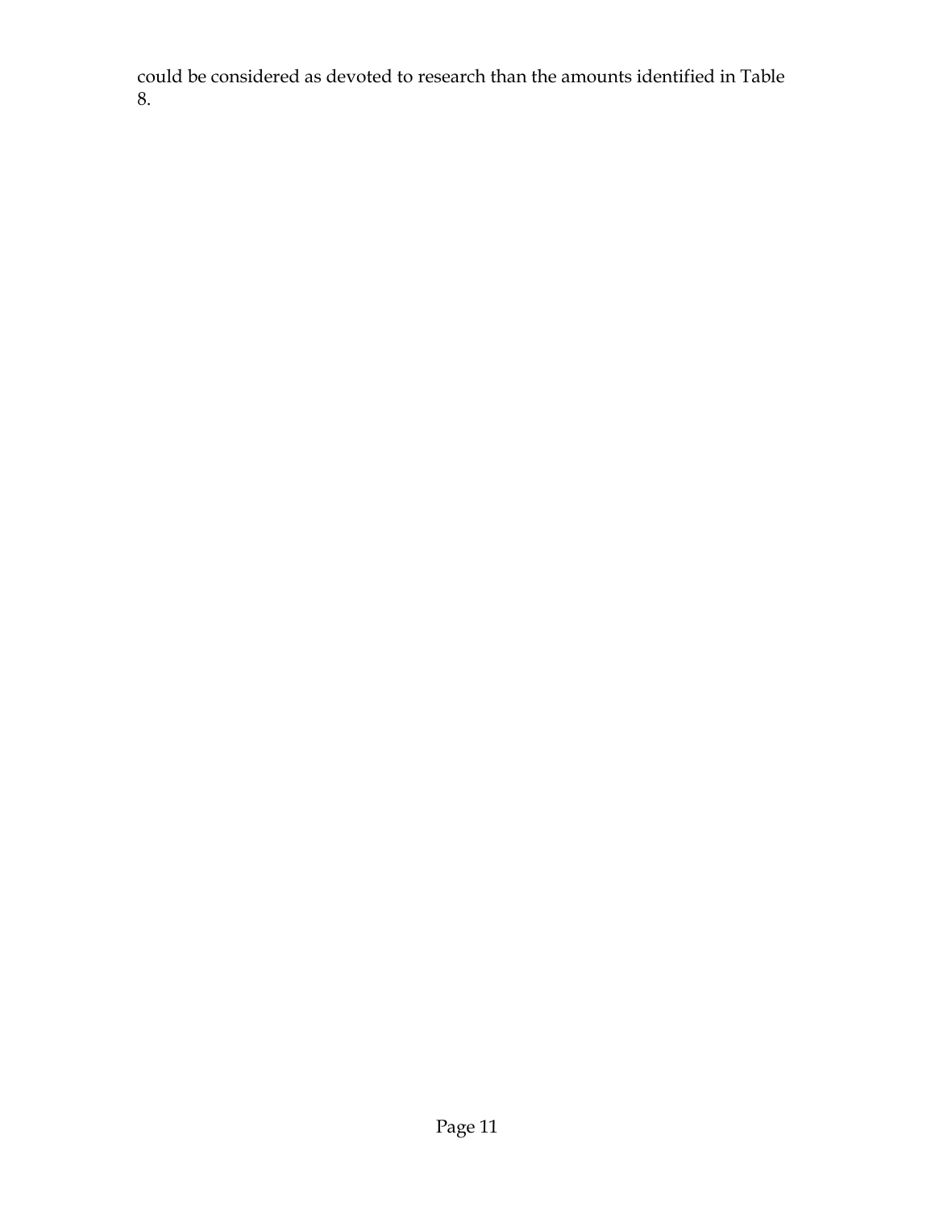could be considered as devoted to research than the amounts identified in Table 8.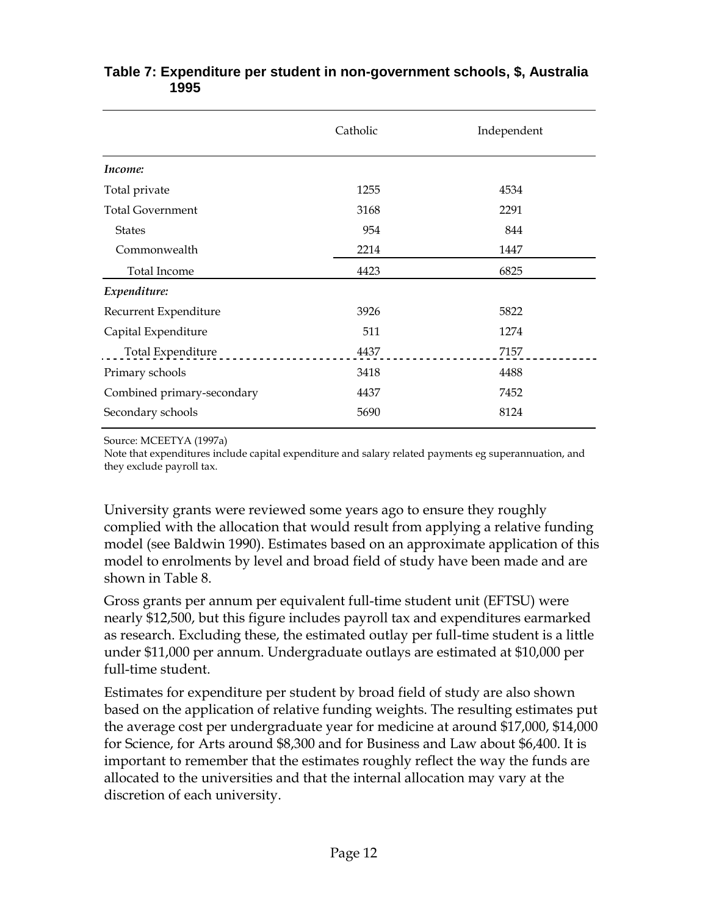**Table 7: Expenditure per student in non-government schools, $, Australia 1995**

| | Catholic | Independent |
|---|---|---|
| *Income:* | | |
| Total private | 1255 | 4534 |
| Total Government | 3168 | 2291 |
| States | 954 | 844 |
| Commonwealth | 2214 | 1447 |
| Total Income | 4423 | 6825 |
| *Expenditure:* | | |
| Recurrent Expenditure | 3926 | 5822 |
| Capital Expenditure | 511 | 1274 |
| Total Expenditure | 4437 | 7157 |
| Primary schools | 3418 | 4488 |
| Combined primary-secondary | 4437 | 7452 |
| Secondary schools | 5690 | 8124 |

Source: MCEETYA (1997a)

Note that expenditures include capital expenditure and salary related payments eg superannuation, and they exclude payroll tax.

University grants were reviewed some years ago to ensure they roughly complied with the allocation that would result from applying a relative funding model (see Baldwin 1990). Estimates based on an approximate application of this model to enrolments by level and broad field of study have been made and are shown in Table 8.

Gross grants per annum per equivalent full-time student unit (EFTSU) were nearly $12,500, but this figure includes payroll tax and expenditures earmarked as research. Excluding these, the estimated outlay per full-time student is a little under $11,000 per annum. Undergraduate outlays are estimated at $10,000 per full-time student.

Estimates for expenditure per student by broad field of study are also shown based on the application of relative funding weights. The resulting estimates put the average cost per undergraduate year for medicine at around $17,000, $14,000 for Science, for Arts around $8,300 and for Business and Law about $6,400. It is important to remember that the estimates roughly reflect the way the funds are allocated to the universities and that the internal allocation may vary at the discretion of each university.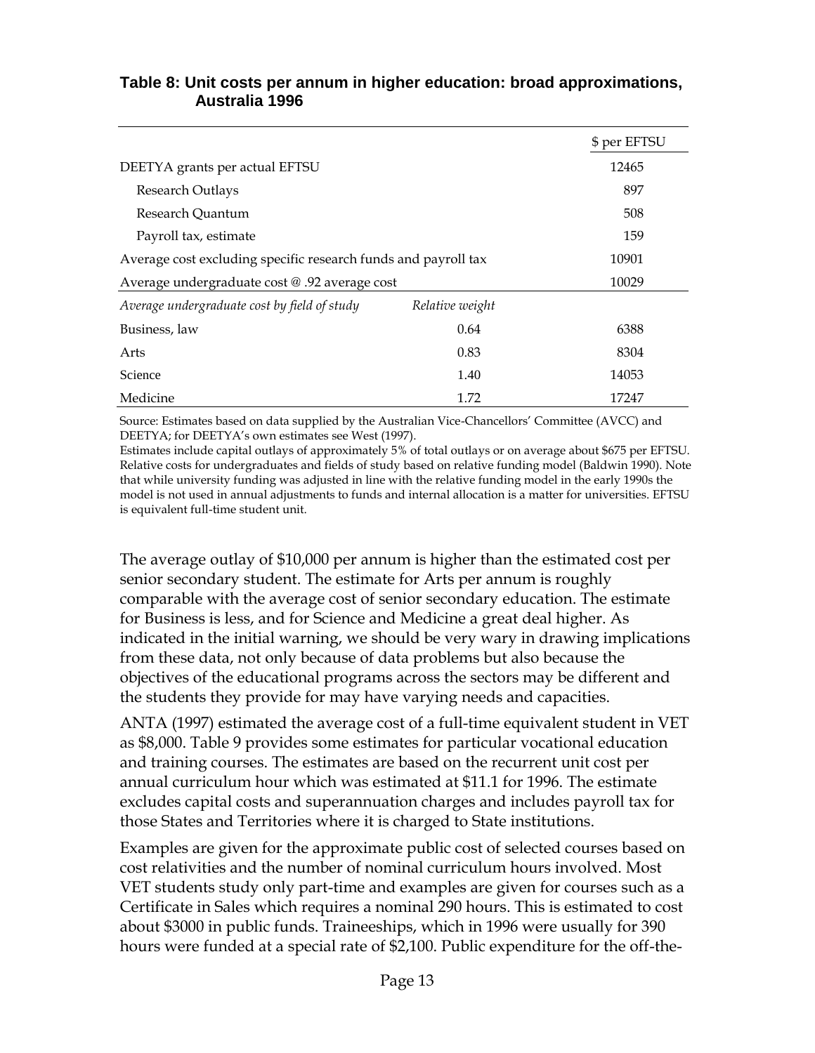**Table 8: Unit costs per annum in higher education: broad approximations, Australia 1996**

| | | $ per EFTSU |
|---|---|---|
| DEETYA grants per actual EFTSU | | 12465 |
| Research Outlays | | 897 |
| Research Quantum | | 508 |
| Payroll tax, estimate | | 159 |
| Average cost excluding specific research funds and payroll tax | | 10901 |
| Average undergraduate cost @ .92 average cost | | 10029 |
| *Average undergraduate cost by field of study* | *Relative weight* | |
| Business, law | 0.64 | 6388 |
| Arts | 0.83 | 8304 |
| Science | 1.40 | 14053 |
| Medicine | 1.72 | 17247 |

Source: Estimates based on data supplied by the Australian Vice-Chancellors' Committee (AVCC) and DEETYA; for DEETYA's own estimates see West (1997).
Estimates include capital outlays of approximately 5% of total outlays or on average about $675 per EFTSU. Relative costs for undergraduates and fields of study based on relative funding model (Baldwin 1990). Note that while university funding was adjusted in line with the relative funding model in the early 1990s the model is not used in annual adjustments to funds and internal allocation is a matter for universities. EFTSU is equivalent full-time student unit.

The average outlay of $10,000 per annum is higher than the estimated cost per senior secondary student. The estimate for Arts per annum is roughly comparable with the average cost of senior secondary education. The estimate for Business is less, and for Science and Medicine a great deal higher. As indicated in the initial warning, we should be very wary in drawing implications from these data, not only because of data problems but also because the objectives of the educational programs across the sectors may be different and the students they provide for may have varying needs and capacities.

ANTA (1997) estimated the average cost of a full-time equivalent student in VET as $8,000. Table 9 provides some estimates for particular vocational education and training courses. The estimates are based on the recurrent unit cost per annual curriculum hour which was estimated at $11.1 for 1996. The estimate excludes capital costs and superannuation charges and includes payroll tax for those States and Territories where it is charged to State institutions.

Examples are given for the approximate public cost of selected courses based on cost relativities and the number of nominal curriculum hours involved. Most VET students study only part-time and examples are given for courses such as a Certificate in Sales which requires a nominal 290 hours. This is estimated to cost about $3000 in public funds. Traineeships, which in 1996 were usually for 390 hours were funded at a special rate of $2,100. Public expenditure for the off-the-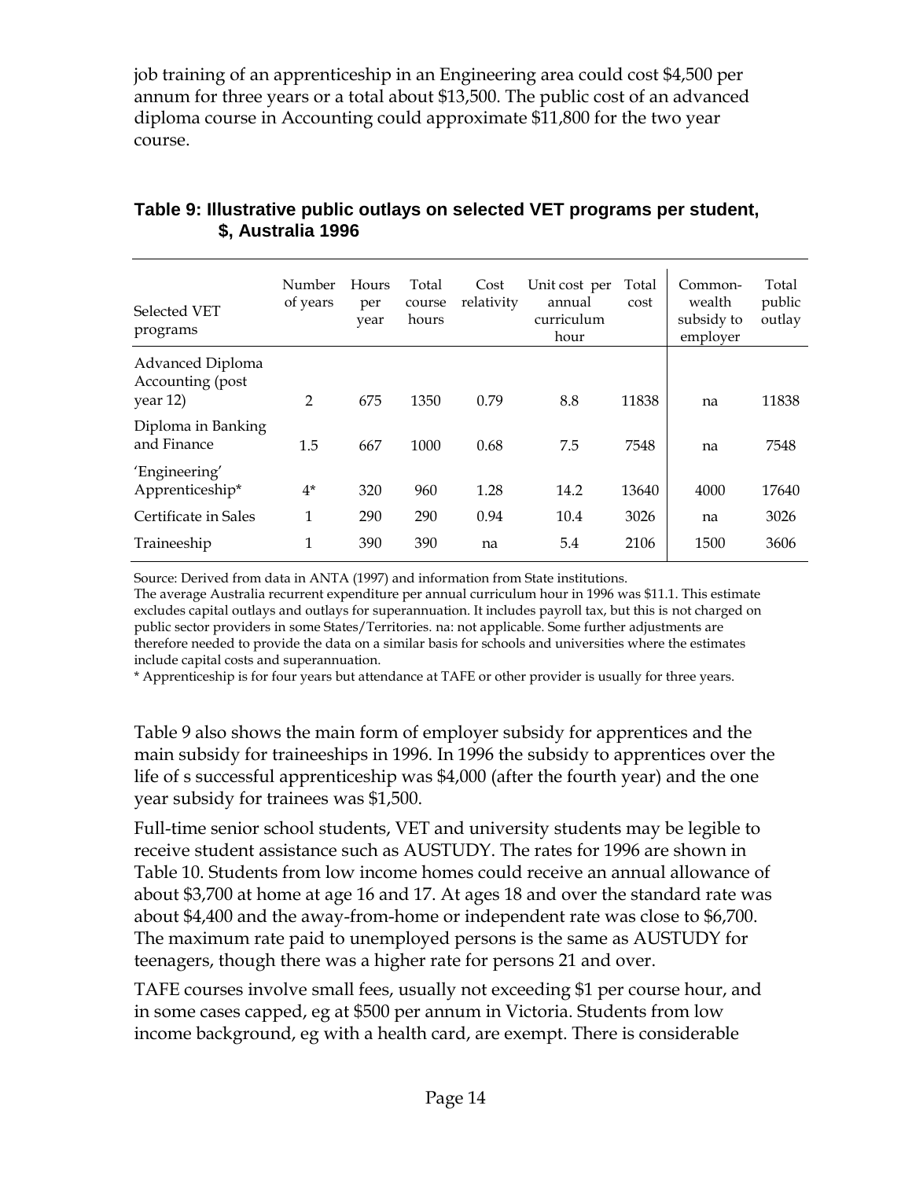job training of an apprenticeship in an Engineering area could cost $4,500 per annum for three years or a total about $13,500. The public cost of an advanced diploma course in Accounting could approximate $11,800 for the two year course.

**Table 9: Illustrative public outlays on selected VET programs per student, $, Australia 1996**

| Selected VET programs | Number of years | Hours per year | Total course hours | Cost relativity | Unit cost per annual curriculum hour | Total cost | Common-wealth subsidy to employer | Total public outlay |
|---|---|---|---|---|---|---|---|---|
| Advanced Diploma Accounting (post year 12) | 2 | 675 | 1350 | 0.79 | 8.8 | 11838 | na | 11838 |
| Diploma in Banking and Finance | 1.5 | 667 | 1000 | 0.68 | 7.5 | 7548 | na | 7548 |
| 'Engineering' Apprenticeship* | 4* | 320 | 960 | 1.28 | 14.2 | 13640 | 4000 | 17640 |
| Certificate in Sales | 1 | 290 | 290 | 0.94 | 10.4 | 3026 | na | 3026 |
| Traineeship | 1 | 390 | 390 | na | 5.4 | 2106 | 1500 | 3606 |

Source: Derived from data in ANTA (1997) and information from State institutions.
The average Australia recurrent expenditure per annual curriculum hour in 1996 was $11.1. This estimate excludes capital outlays and outlays for superannuation. It includes payroll tax, but this is not charged on public sector providers in some States/Territories. na: not applicable. Some further adjustments are therefore needed to provide the data on a similar basis for schools and universities where the estimates include capital costs and superannuation.
* Apprenticeship is for four years but attendance at TAFE or other provider is usually for three years.

Table 9 also shows the main form of employer subsidy for apprentices and the main subsidy for traineeships in 1996. In 1996 the subsidy to apprentices over the life of s successful apprenticeship was $4,000 (after the fourth year) and the one year subsidy for trainees was $1,500.

Full-time senior school students, VET and university students may be legible to receive student assistance such as AUSTUDY. The rates for 1996 are shown in Table 10. Students from low income homes could receive an annual allowance of about $3,700 at home at age 16 and 17. At ages 18 and over the standard rate was about $4,400 and the away-from-home or independent rate was close to $6,700. The maximum rate paid to unemployed persons is the same as AUSTUDY for teenagers, though there was a higher rate for persons 21 and over.

TAFE courses involve small fees, usually not exceeding $1 per course hour, and in some cases capped, eg at $500 per annum in Victoria. Students from low income background, eg with a health card, are exempt. There is considerable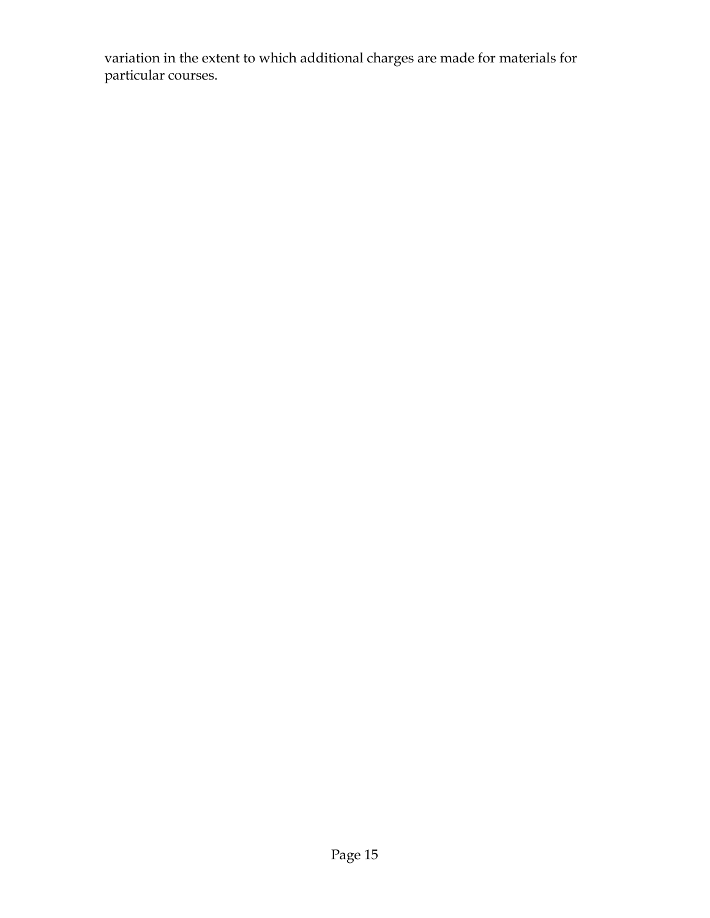variation in the extent to which additional charges are made for materials for particular courses.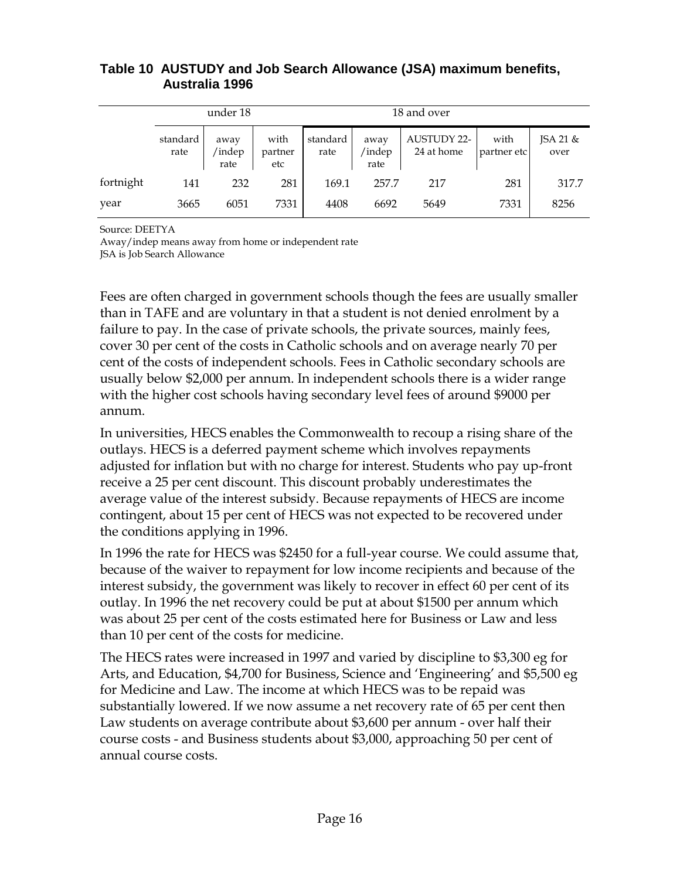**Table 10 AUSTUDY and Job Search Allowance (JSA) maximum benefits, Australia 1996**

| | under 18 | | | 18 and over | | | | |
|---|---|---|---|---|---|---|---|---|
| | standard rate | away /indep rate | with partner etc | standard rate | away /indep rate | AUSTUDY 22-24 at home | with partner etc | JSA 21 & over |
| fortnight | 141 | 232 | 281 | 169.1 | 257.7 | 217 | 281 | 317.7 |
| year | 3665 | 6051 | 7331 | 4408 | 6692 | 5649 | 7331 | 8256 |

Source: DEETYA
Away/indep means away from home or independent rate
JSA is Job Search Allowance

Fees are often charged in government schools though the fees are usually smaller than in TAFE and are voluntary in that a student is not denied enrolment by a failure to pay. In the case of private schools, the private sources, mainly fees, cover 30 per cent of the costs in Catholic schools and on average nearly 70 per cent of the costs of independent schools. Fees in Catholic secondary schools are usually below $2,000 per annum. In independent schools there is a wider range with the higher cost schools having secondary level fees of around $9000 per annum.

In universities, HECS enables the Commonwealth to recoup a rising share of the outlays. HECS is a deferred payment scheme which involves repayments adjusted for inflation but with no charge for interest. Students who pay up-front receive a 25 per cent discount. This discount probably underestimates the average value of the interest subsidy. Because repayments of HECS are income contingent, about 15 per cent of HECS was not expected to be recovered under the conditions applying in 1996.

In 1996 the rate for HECS was $2450 for a full-year course. We could assume that, because of the waiver to repayment for low income recipients and because of the interest subsidy, the government was likely to recover in effect 60 per cent of its outlay. In 1996 the net recovery could be put at about $1500 per annum which was about 25 per cent of the costs estimated here for Business or Law and less than 10 per cent of the costs for medicine.

The HECS rates were increased in 1997 and varied by discipline to $3,300 eg for Arts, and Education, $4,700 for Business, Science and 'Engineering' and $5,500 eg for Medicine and Law. The income at which HECS was to be repaid was substantially lowered. If we now assume a net recovery rate of 65 per cent then Law students on average contribute about $3,600 per annum - over half their course costs - and Business students about $3,000, approaching 50 per cent of annual course costs.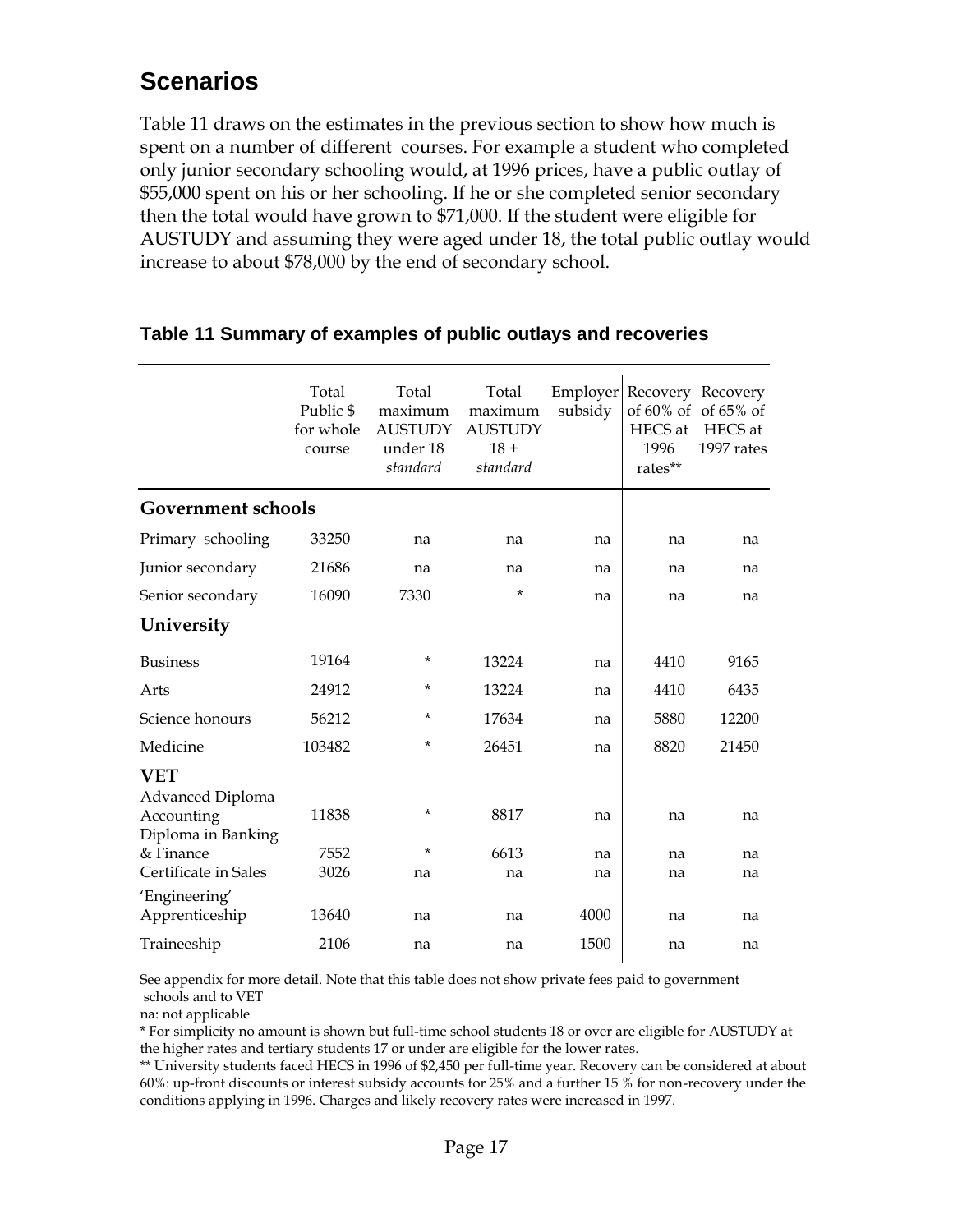## Scenarios

Table 11 draws on the estimates in the previous section to show how much is spent on a number of different courses. For example a student who completed only junior secondary schooling would, at 1996 prices, have a public outlay of $55,000 spent on his or her schooling. If he or she completed senior secondary then the total would have grown to $71,000. If the student were eligible for AUSTUDY and assuming they were aged under 18, the total public outlay would increase to about $78,000 by the end of secondary school.

### Table 11 Summary of examples of public outlays and recoveries

| | Total Public $ for whole course | Total maximum AUSTUDY under 18 *standard* | Total maximum AUSTUDY 18 + *standard* | Employer subsidy | Recovery of 60% of HECS at 1996 rates** | Recovery of 65% of HECS at 1997 rates |
|---|---|---|---|---|---|---|
| **Government schools** | | | | | | |
| Primary schooling | 33250 | na | na | na | na | na |
| Junior secondary | 21686 | na | na | na | na | na |
| Senior secondary | 16090 | 7330 | * | na | na | na |
| **University** | | | | | | |
| Business | 19164 | * | 13224 | na | 4410 | 9165 |
| Arts | 24912 | * | 13224 | na | 4410 | 6435 |
| Science honours | 56212 | * | 17634 | na | 5880 | 12200 |
| Medicine | 103482 | * | 26451 | na | 8820 | 21450 |
| **VET** | | | | | | |
| Advanced Diploma Accounting | 11838 | * | 8817 | na | na | na |
| Diploma in Banking & Finance | 7552 | * | 6613 | na | na | na |
| Certificate in Sales | 3026 | na | na | na | na | na |
| 'Engineering' Apprenticeship | 13640 | na | na | 4000 | na | na |
| Traineeship | 2106 | na | na | 1500 | na | na |

See appendix for more detail. Note that this table does not show private fees paid to government schools and to VET

na: not applicable

* For simplicity no amount is shown but full-time school students 18 or over are eligible for AUSTUDY at the higher rates and tertiary students 17 or under are eligible for the lower rates.

** University students faced HECS in 1996 of $2,450 per full-time year. Recovery can be considered at about 60%: up-front discounts or interest subsidy accounts for 25% and a further 15 % for non-recovery under the conditions applying in 1996. Charges and likely recovery rates were increased in 1997.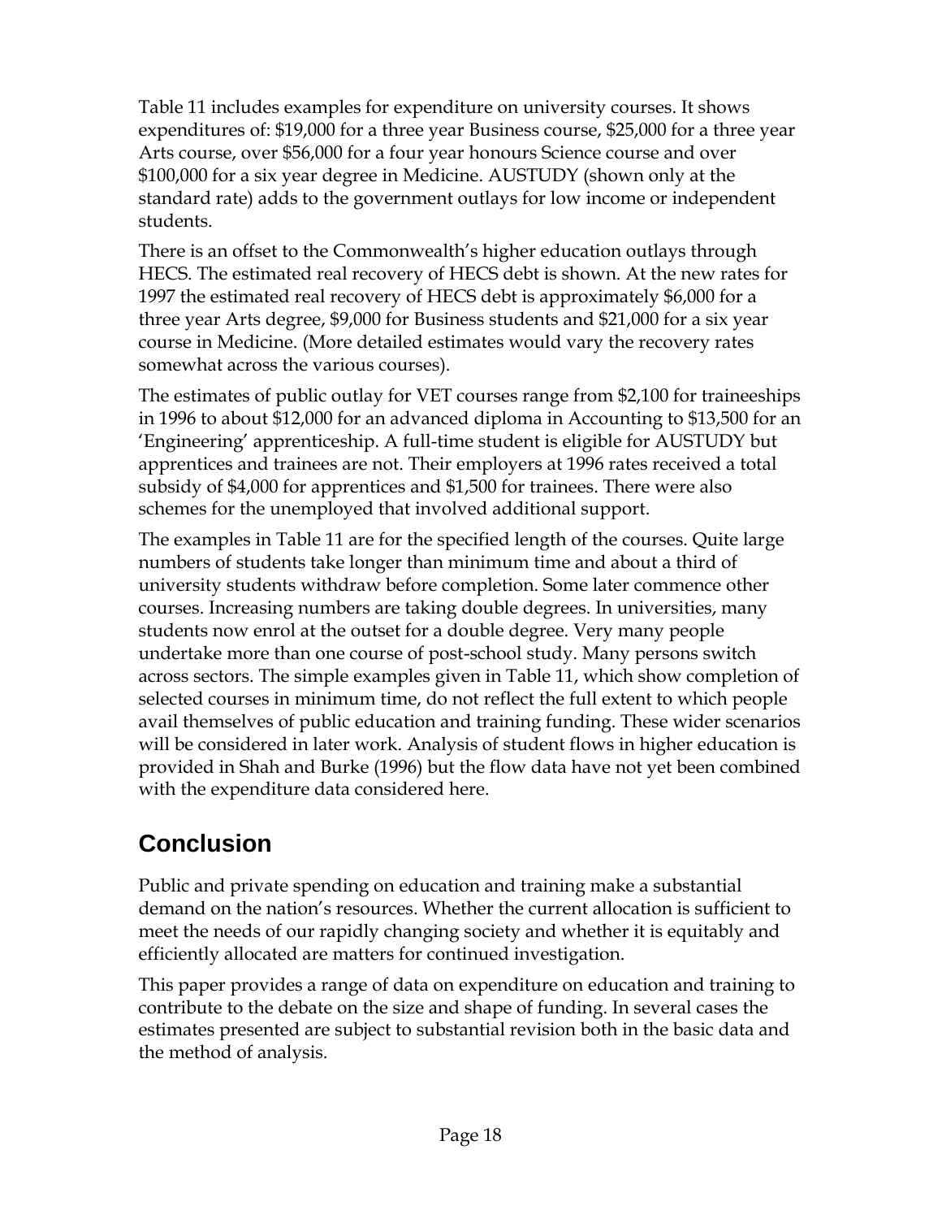Table 11 includes examples for expenditure on university courses. It shows expenditures of: $19,000 for a three year Business course, $25,000 for a three year Arts course, over $56,000 for a four year honours Science course and over $100,000 for a six year degree in Medicine. AUSTUDY (shown only at the standard rate) adds to the government outlays for low income or independent students.

There is an offset to the Commonwealth's higher education outlays through HECS. The estimated real recovery of HECS debt is shown. At the new rates for 1997 the estimated real recovery of HECS debt is approximately $6,000 for a three year Arts degree, $9,000 for Business students and $21,000 for a six year course in Medicine. (More detailed estimates would vary the recovery rates somewhat across the various courses).

The estimates of public outlay for VET courses range from $2,100 for traineeships in 1996 to about $12,000 for an advanced diploma in Accounting to $13,500 for an 'Engineering' apprenticeship. A full-time student is eligible for AUSTUDY but apprentices and trainees are not. Their employers at 1996 rates received a total subsidy of $4,000 for apprentices and $1,500 for trainees. There were also schemes for the unemployed that involved additional support.

The examples in Table 11 are for the specified length of the courses. Quite large numbers of students take longer than minimum time and about a third of university students withdraw before completion. Some later commence other courses. Increasing numbers are taking double degrees. In universities, many students now enrol at the outset for a double degree. Very many people undertake more than one course of post-school study. Many persons switch across sectors. The simple examples given in Table 11, which show completion of selected courses in minimum time, do not reflect the full extent to which people avail themselves of public education and training funding. These wider scenarios will be considered in later work. Analysis of student flows in higher education is provided in Shah and Burke (1996) but the flow data have not yet been combined with the expenditure data considered here.

## Conclusion

Public and private spending on education and training make a substantial demand on the nation's resources. Whether the current allocation is sufficient to meet the needs of our rapidly changing society and whether it is equitably and efficiently allocated are matters for continued investigation.

This paper provides a range of data on expenditure on education and training to contribute to the debate on the size and shape of funding. In several cases the estimates presented are subject to substantial revision both in the basic data and the method of analysis.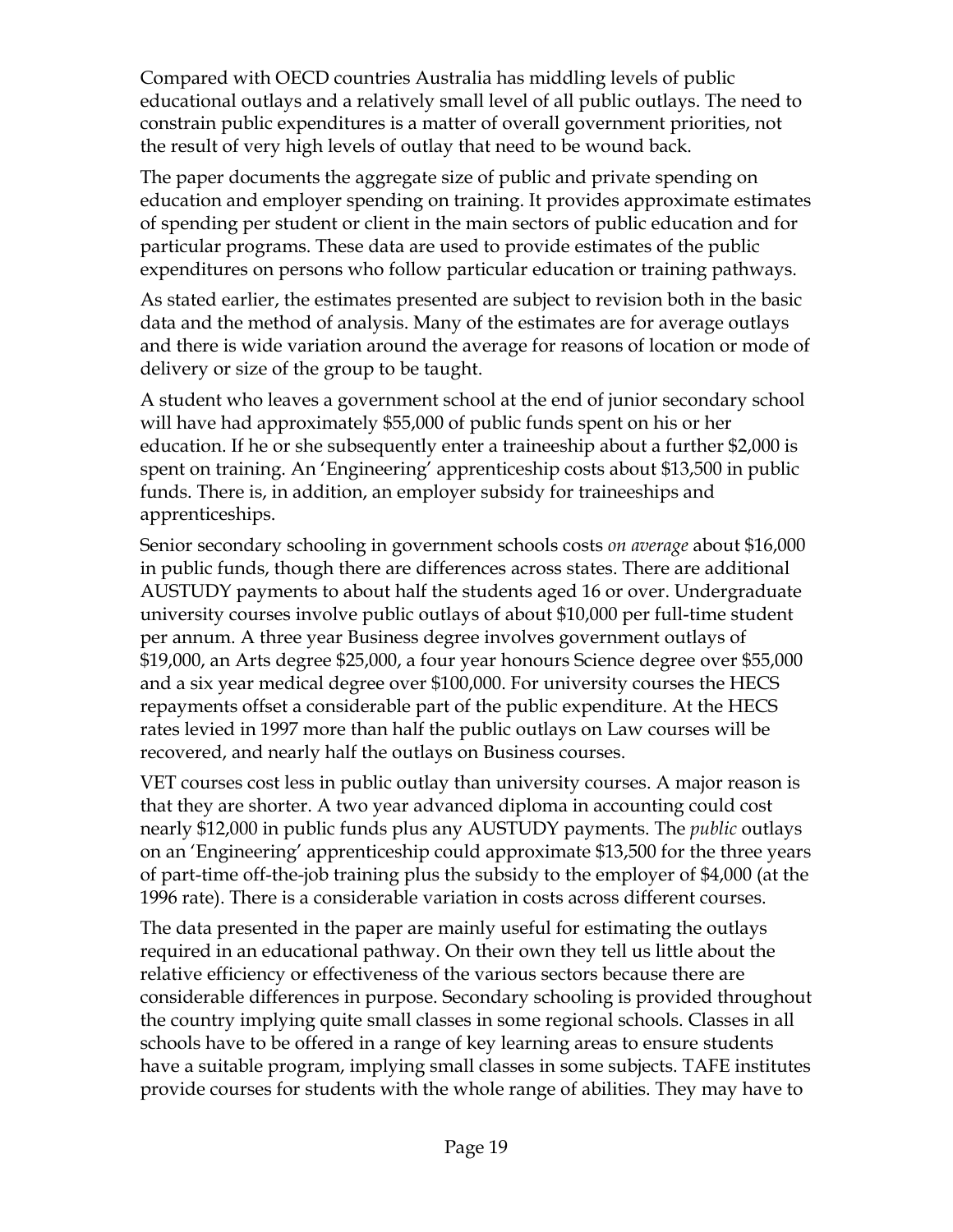Compared with OECD countries Australia has middling levels of public educational outlays and a relatively small level of all public outlays. The need to constrain public expenditures is a matter of overall government priorities, not the result of very high levels of outlay that need to be wound back.

The paper documents the aggregate size of public and private spending on education and employer spending on training. It provides approximate estimates of spending per student or client in the main sectors of public education and for particular programs. These data are used to provide estimates of the public expenditures on persons who follow particular education or training pathways.

As stated earlier, the estimates presented are subject to revision both in the basic data and the method of analysis. Many of the estimates are for average outlays and there is wide variation around the average for reasons of location or mode of delivery or size of the group to be taught.

A student who leaves a government school at the end of junior secondary school will have had approximately $55,000 of public funds spent on his or her education. If he or she subsequently enter a traineeship about a further $2,000 is spent on training. An 'Engineering' apprenticeship costs about $13,500 in public funds. There is, in addition, an employer subsidy for traineeships and apprenticeships.

Senior secondary schooling in government schools costs *on average* about $16,000 in public funds, though there are differences across states. There are additional AUSTUDY payments to about half the students aged 16 or over. Undergraduate university courses involve public outlays of about $10,000 per full-time student per annum. A three year Business degree involves government outlays of $19,000, an Arts degree $25,000, a four year honours Science degree over $55,000 and a six year medical degree over $100,000. For university courses the HECS repayments offset a considerable part of the public expenditure. At the HECS rates levied in 1997 more than half the public outlays on Law courses will be recovered, and nearly half the outlays on Business courses.

VET courses cost less in public outlay than university courses. A major reason is that they are shorter. A two year advanced diploma in accounting could cost nearly $12,000 in public funds plus any AUSTUDY payments. The *public* outlays on an 'Engineering' apprenticeship could approximate $13,500 for the three years of part-time off-the-job training plus the subsidy to the employer of $4,000 (at the 1996 rate). There is a considerable variation in costs across different courses.

The data presented in the paper are mainly useful for estimating the outlays required in an educational pathway. On their own they tell us little about the relative efficiency or effectiveness of the various sectors because there are considerable differences in purpose. Secondary schooling is provided throughout the country implying quite small classes in some regional schools. Classes in all schools have to be offered in a range of key learning areas to ensure students have a suitable program, implying small classes in some subjects. TAFE institutes provide courses for students with the whole range of abilities. They may have to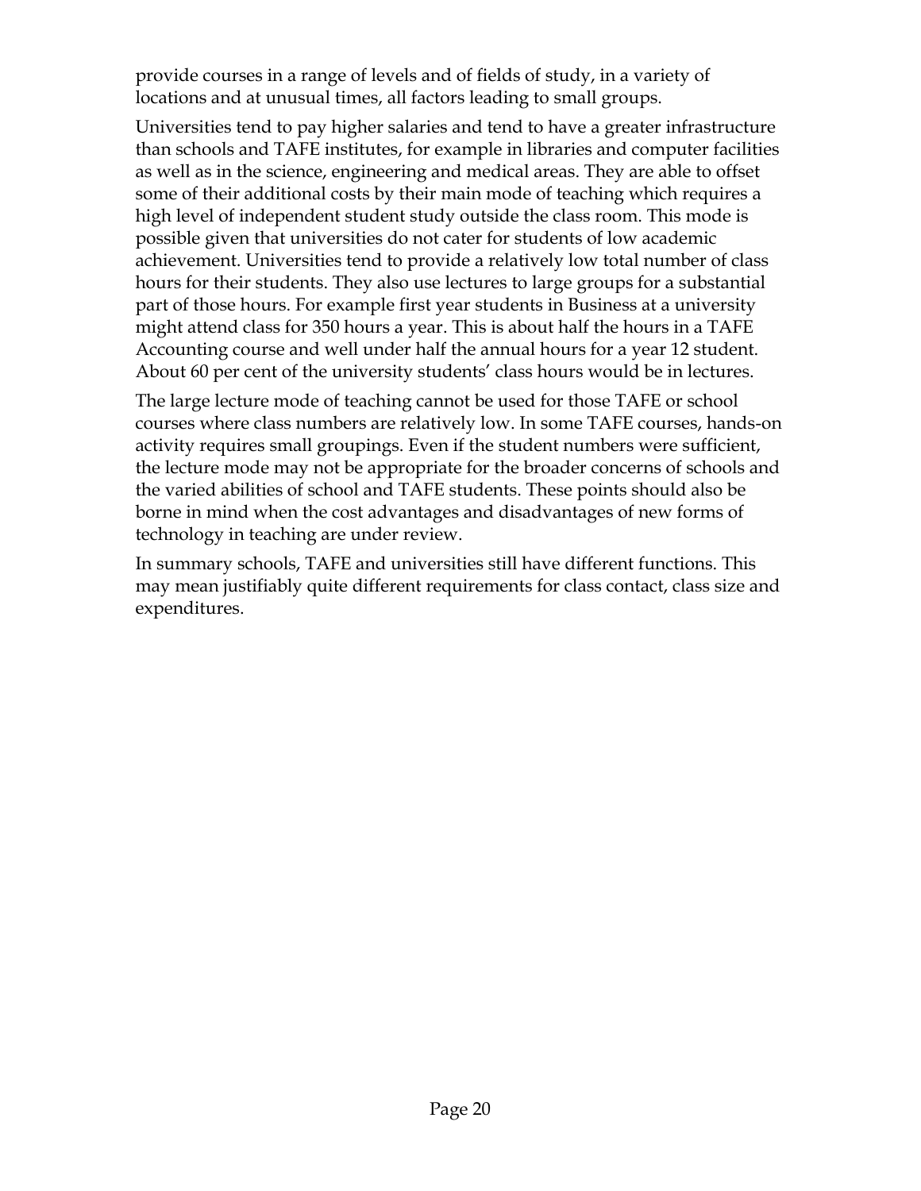provide courses in a range of levels and of fields of study, in a variety of locations and at unusual times, all factors leading to small groups.

Universities tend to pay higher salaries and tend to have a greater infrastructure than schools and TAFE institutes, for example in libraries and computer facilities as well as in the science, engineering and medical areas. They are able to offset some of their additional costs by their main mode of teaching which requires a high level of independent student study outside the class room. This mode is possible given that universities do not cater for students of low academic achievement. Universities tend to provide a relatively low total number of class hours for their students. They also use lectures to large groups for a substantial part of those hours. For example first year students in Business at a university might attend class for 350 hours a year. This is about half the hours in a TAFE Accounting course and well under half the annual hours for a year 12 student. About 60 per cent of the university students' class hours would be in lectures.

The large lecture mode of teaching cannot be used for those TAFE or school courses where class numbers are relatively low. In some TAFE courses, hands-on activity requires small groupings. Even if the student numbers were sufficient, the lecture mode may not be appropriate for the broader concerns of schools and the varied abilities of school and TAFE students. These points should also be borne in mind when the cost advantages and disadvantages of new forms of technology in teaching are under review.

In summary schools, TAFE and universities still have different functions. This may mean justifiably quite different requirements for class contact, class size and expenditures.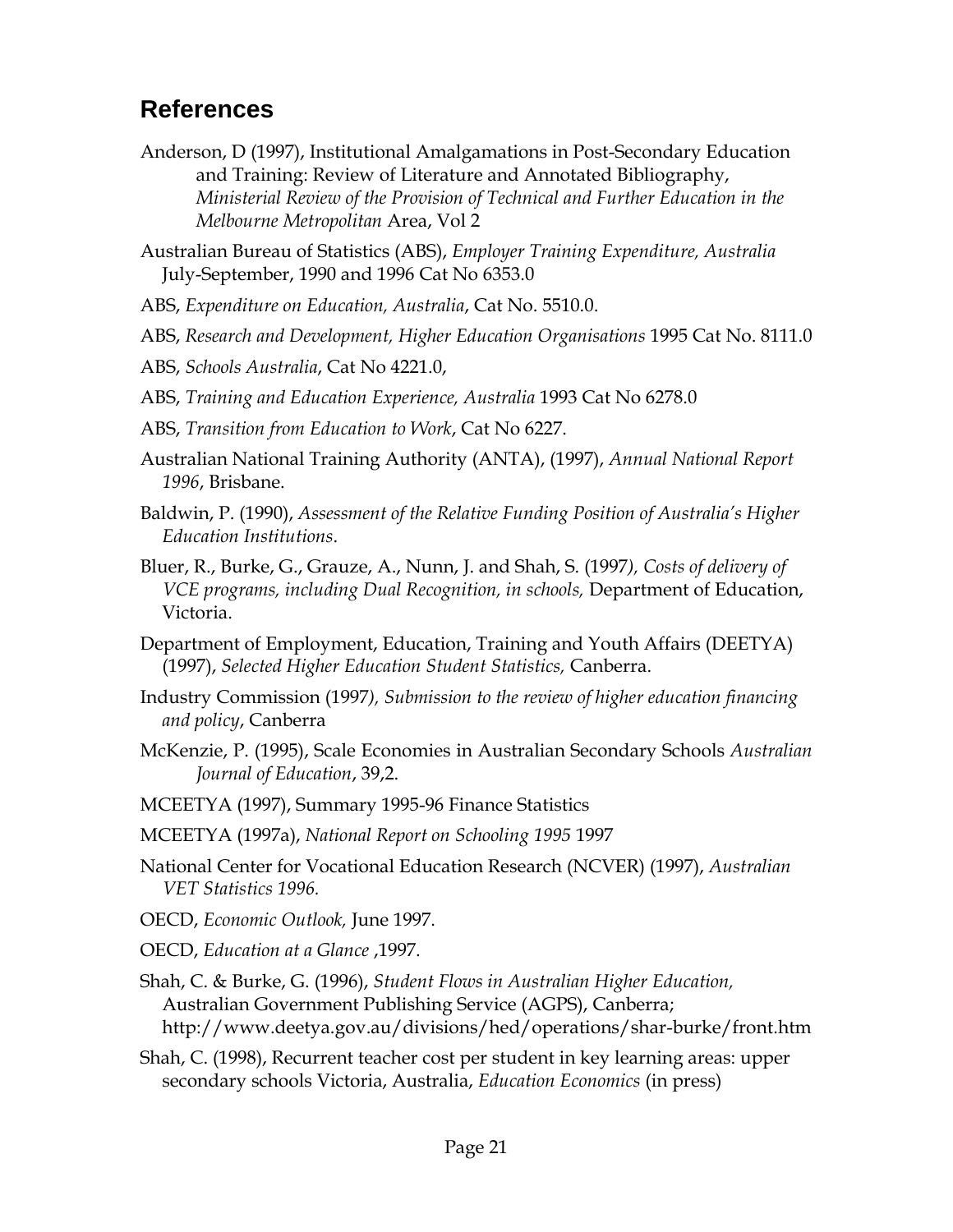## References

Anderson, D (1997), Institutional Amalgamations in Post-Secondary Education and Training: Review of Literature and Annotated Bibliography, *Ministerial Review of the Provision of Technical and Further Education in the Melbourne Metropolitan* Area, Vol 2

Australian Bureau of Statistics (ABS), *Employer Training Expenditure, Australia* July-September, 1990 and 1996 Cat No 6353.0

ABS, *Expenditure on Education, Australia*, Cat No. 5510.0.

ABS, *Research and Development, Higher Education Organisations* 1995 Cat No. 8111.0

ABS, *Schools Australia*, Cat No 4221.0,

ABS, *Training and Education Experience, Australia* 1993 Cat No 6278.0

ABS, *Transition from Education to Work*, Cat No 6227.

Australian National Training Authority (ANTA), (1997), *Annual National Report 1996*, Brisbane.

Baldwin, P. (1990), *Assessment of the Relative Funding Position of Australia's Higher Education Institutions*.

Bluer, R., Burke, G., Grauze, A., Nunn, J. and Shah, S. (1997*), Costs of delivery of VCE programs, including Dual Recognition, in schools,* Department of Education, Victoria.

Department of Employment, Education, Training and Youth Affairs (DEETYA) (1997), *Selected Higher Education Student Statistics,* Canberra.

Industry Commission (1997*), Submission to the review of higher education financing and policy*, Canberra

McKenzie, P. (1995), Scale Economies in Australian Secondary Schools *Australian Journal of Education*, 39,2.

MCEETYA (1997), Summary 1995-96 Finance Statistics

MCEETYA (1997a), *National Report on Schooling 1995* 1997

National Center for Vocational Education Research (NCVER) (1997), *Australian VET Statistics 1996.*

OECD, *Economic Outlook,* June 1997.

OECD, *Education at a Glance* ,1997.

Shah, C. & Burke, G. (1996), *Student Flows in Australian Higher Education,* Australian Government Publishing Service (AGPS), Canberra; http://www.deetya.gov.au/divisions/hed/operations/shar-burke/front.htm

Shah, C. (1998), Recurrent teacher cost per student in key learning areas: upper secondary schools Victoria, Australia, *Education Economics* (in press)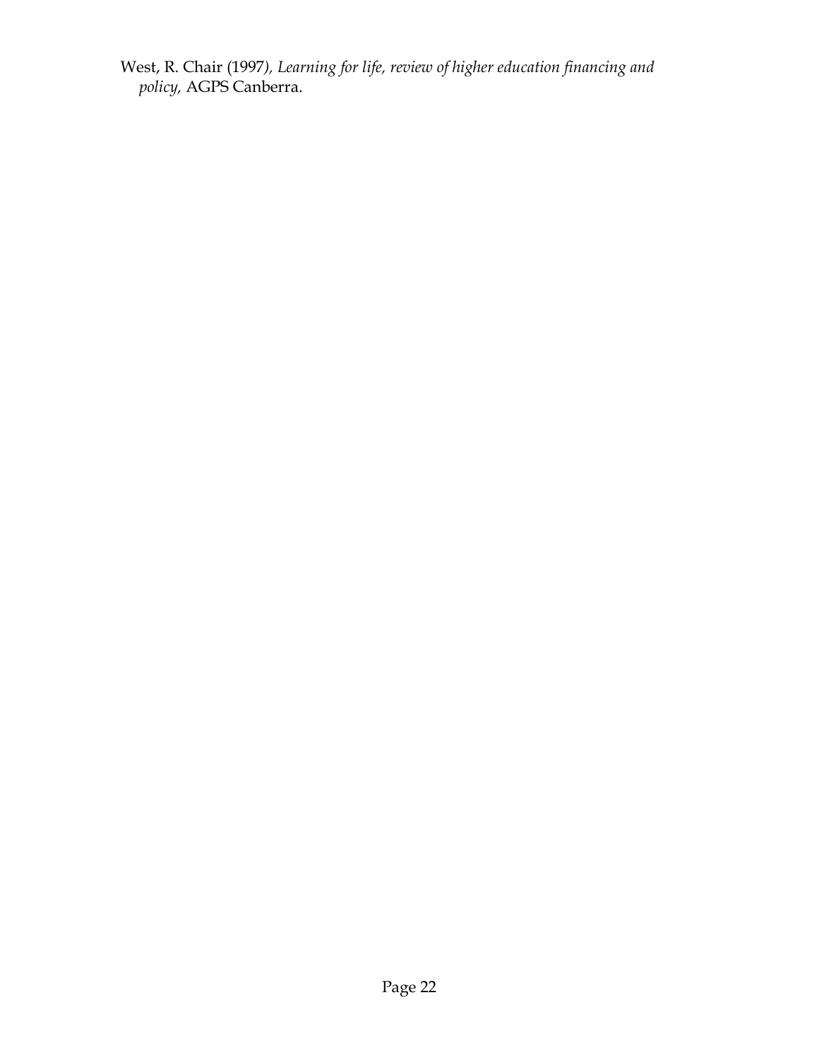West, R. Chair (1997), *Learning for life, review of higher education financing and policy,* AGPS Canberra.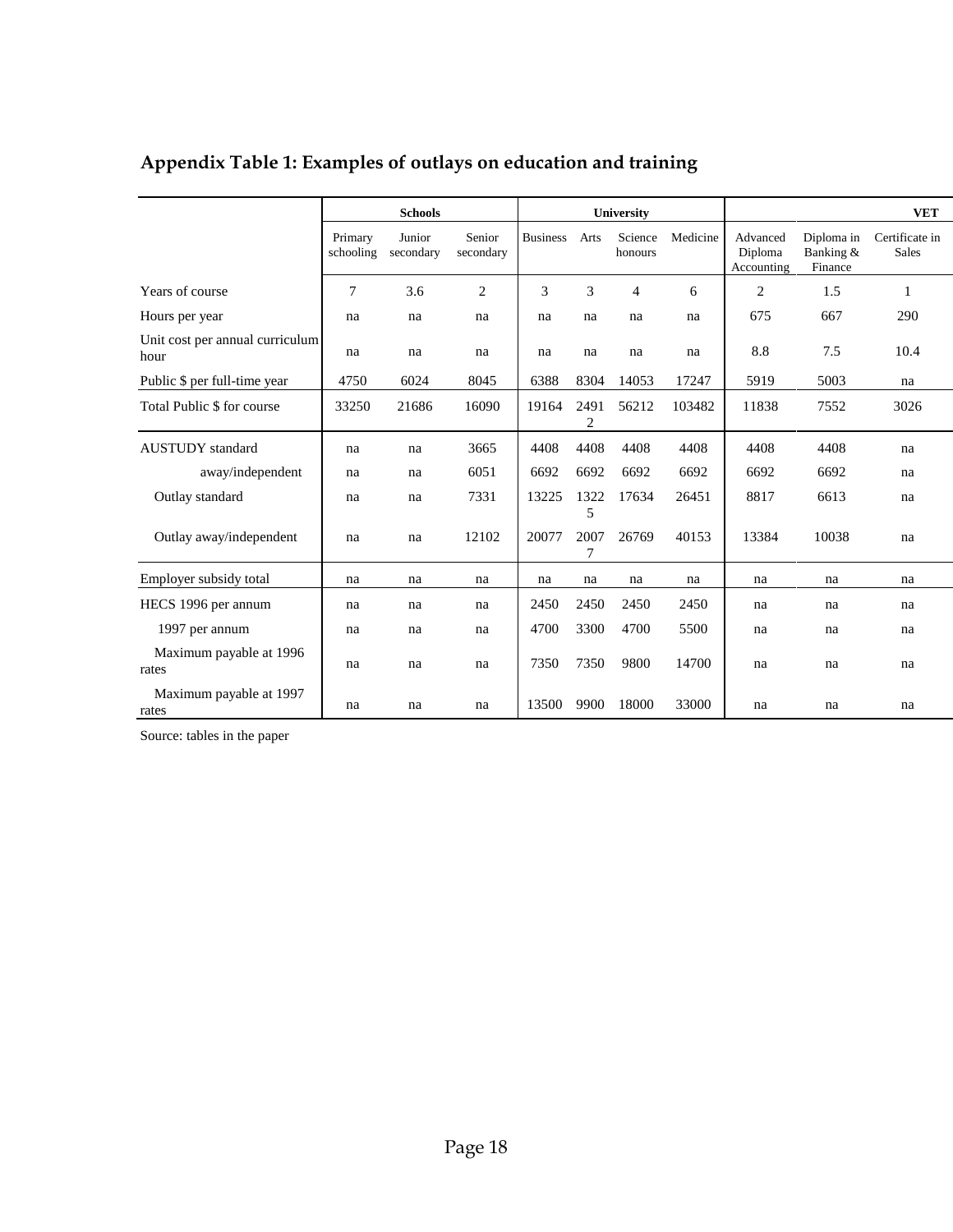## Appendix Table 1: Examples of outlays on education and training

| | Schools | | | University | | | | VET | | |
|---|---|---|---|---|---|---|---|---|---|---|
| | Primary schooling | Junior secondary | Senior secondary | Business | Arts | Science honours | Medicine | Advanced Diploma Accounting | Diploma in Banking & Finance | Certificate in Sales |
| Years of course | 7 | 3.6 | 2 | 3 | 3 | 4 | 6 | 2 | 1.5 | 1 |
| Hours per year | na | na | na | na | na | na | na | 675 | 667 | 290 |
| Unit cost per annual curriculum hour | na | na | na | na | na | na | na | 8.8 | 7.5 | 10.4 |
| Public $ per full-time year | 4750 | 6024 | 8045 | 6388 | 8304 | 14053 | 17247 | 5919 | 5003 | na |
| Total Public $ for course | 33250 | 21686 | 16090 | 19164 | 24912 | 56212 | 103482 | 11838 | 7552 | 3026 |
| AUSTUDY standard | na | na | 3665 | 4408 | 4408 | 4408 | 4408 | 4408 | 4408 | na |
| away/independent | na | na | 6051 | 6692 | 6692 | 6692 | 6692 | 6692 | 6692 | na |
| Outlay standard | na | na | 7331 | 13225 | 13225 | 17634 | 26451 | 8817 | 6613 | na |
| Outlay away/independent | na | na | 12102 | 20077 | 20077 | 26769 | 40153 | 13384 | 10038 | na |
| Employer subsidy total | na | na | na | na | na | na | na | na | na | na |
| HECS 1996 per annum | na | na | na | 2450 | 2450 | 2450 | 2450 | na | na | na |
| 1997 per annum | na | na | na | 4700 | 3300 | 4700 | 5500 | na | na | na |
| Maximum payable at 1996 rates | na | na | na | 7350 | 7350 | 9800 | 14700 | na | na | na |
| Maximum payable at 1997 rates | na | na | na | 13500 | 9900 | 18000 | 33000 | na | na | na |

Source: tables in the paper